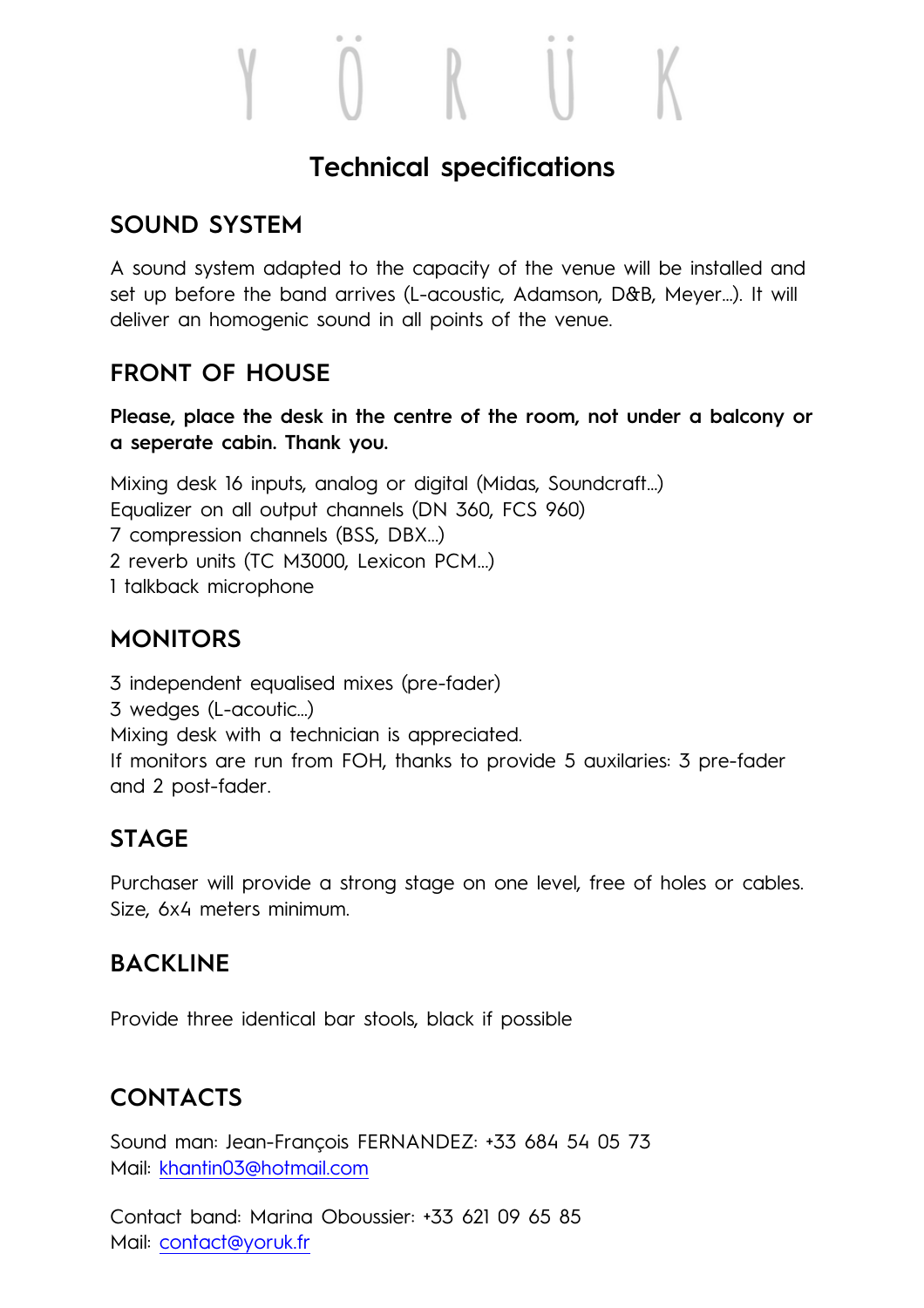# Y Ö R Ü K

## Technical specifications

### SOUND SYSTEM

A sound system adapted to the capacity of the venue will be installed and set up before the band arrives (L-acoustic, Adamson, D&B, Meyer...). It will deliver an homogenic sound in all points of the venue.

### FRONT OF HOUSE

**Please, place the desk in the centre of the room, not under a balcony or a seperate cabin. Thank you.**

Mixing desk 16 inputs, analog or digital (Midas, Soundcraft...)
Equalizer on all output channels (DN 360, FCS 960)
7 compression channels (BSS, DBX...)
2 reverb units (TC M3000, Lexicon PCM...)
1 talkback microphone

### MONITORS

3 independent equalised mixes (pre-fader)
3 wedges (L-acoutic...)
Mixing desk with a technician is appreciated.
If monitors are run from FOH, thanks to provide 5 auxilaries: 3 pre-fader and 2 post-fader.

### STAGE

Purchaser will provide a strong stage on one level, free of holes or cables. Size, 6x4 meters minimum.

### BACKLINE

Provide three identical bar stools, black if possible

### CONTACTS

Sound man: Jean-François FERNANDEZ: +33 684 54 05 73
Mail: khantin03@hotmail.com

Contact band: Marina Oboussier: +33 621 09 65 85
Mail: contact@yoruk.fr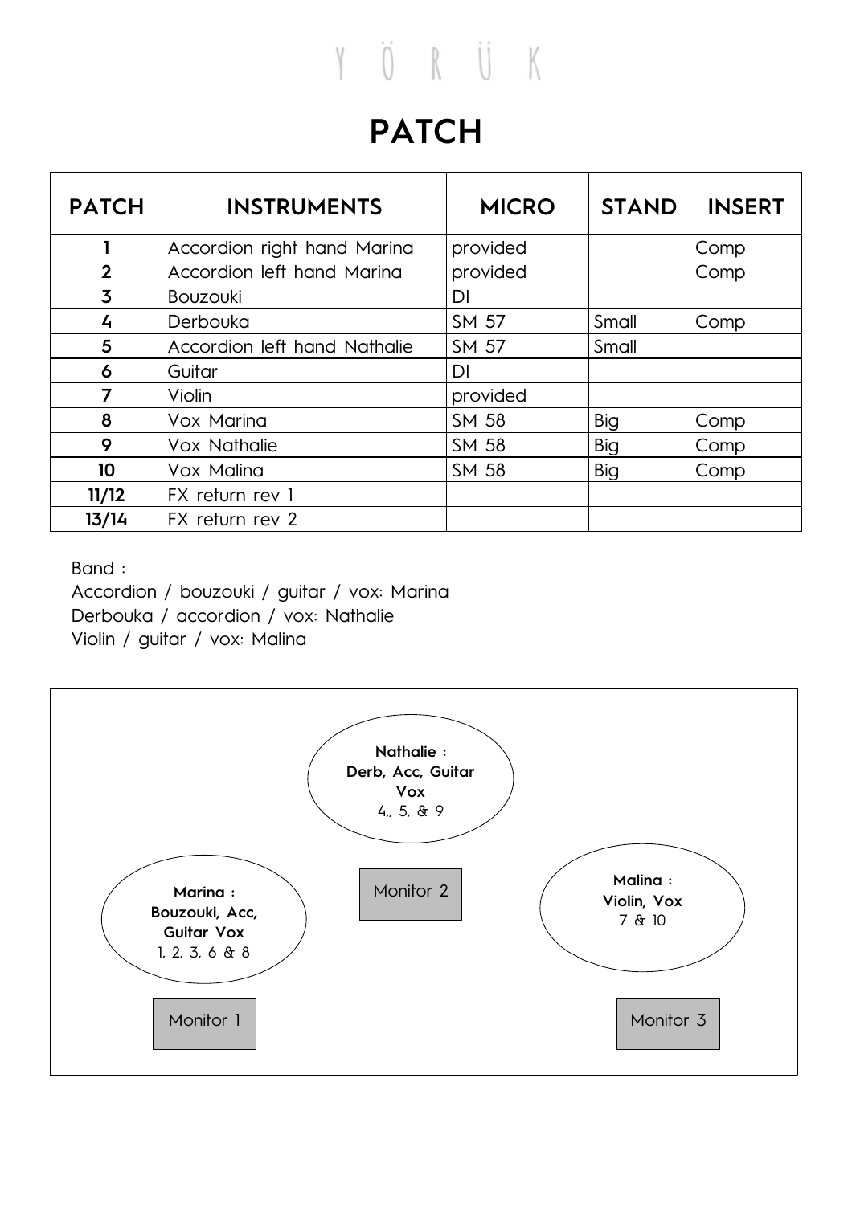Y Ö R Ü K

# PATCH

| PATCH | INSTRUMENTS | MICRO | STAND | INSERT |
|---|---|---|---|---|
| **1** | Accordion right hand Marina | provided | | Comp |
| **2** | Accordion left hand Marina | provided | | Comp |
| **3** | Bouzouki | DI | | |
| **4** | Derbouka | SM 57 | Small | Comp |
| **5** | Accordion left hand Nathalie | SM 57 | Small | |
| **6** | Guitar | DI | | |
| **7** | Violin | provided | | |
| **8** | Vox Marina | SM 58 | Big | Comp |
| **9** | Vox Nathalie | SM 58 | Big | Comp |
| **10** | Vox Malina | SM 58 | Big | Comp |
| **11/12** | FX return rev 1 | | | |
| **13/14** | FX return rev 2 | | | |

Band :
Accordion / bouzouki / guitar / vox: Marina
Derbouka / accordion / vox: Nathalie
Violin / guitar / vox: Malina

**Nathalie : Derb, Acc, Guitar Vox**
4,, 5, & 9

**Marina : Bouzouki, Acc, Guitar Vox**
1. 2. 3. 6 & 8

Monitor 2

**Malina : Violin, Vox**
7 & 10

Monitor 1

Monitor 3